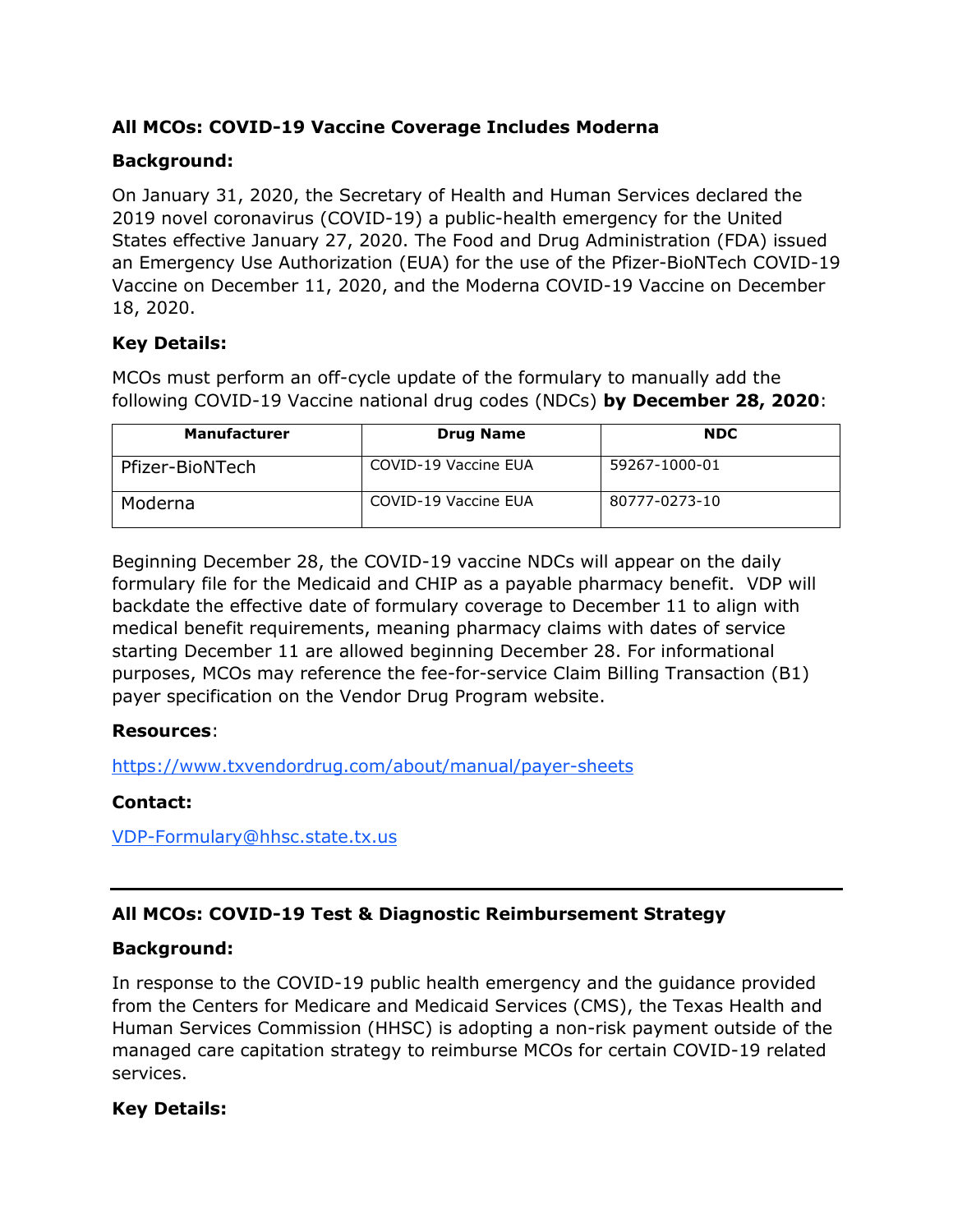## All MCOs: COVID-19 Vaccine Coverage Includes Moderna

**Background:**

On January 31, 2020, the Secretary of Health and Human Services declared the 2019 novel coronavirus (COVID-19) a public-health emergency for the United States effective January 27, 2020. The Food and Drug Administration (FDA) issued an Emergency Use Authorization (EUA) for the use of the Pfizer-BioNTech COVID-19 Vaccine on December 11, 2020, and the Moderna COVID-19 Vaccine on December 18, 2020.

**Key Details:**

MCOs must perform an off-cycle update of the formulary to manually add the following COVID-19 Vaccine national drug codes (NDCs) **by December 28, 2020**:

| Manufacturer | Drug Name | NDC |
|---|---|---|
| Pfizer-BioNTech | COVID-19 Vaccine EUA | 59267-1000-01 |
| Moderna | COVID-19 Vaccine EUA | 80777-0273-10 |

Beginning December 28, the COVID-19 vaccine NDCs will appear on the daily formulary file for the Medicaid and CHIP as a payable pharmacy benefit. VDP will backdate the effective date of formulary coverage to December 11 to align with medical benefit requirements, meaning pharmacy claims with dates of service starting December 11 are allowed beginning December 28. For informational purposes, MCOs may reference the fee-for-service Claim Billing Transaction (B1) payer specification on the Vendor Drug Program website.

**Resources**:

https://www.txvendordrug.com/about/manual/payer-sheets

**Contact:**

VDP-Formulary@hhsc.state.tx.us

---

## All MCOs: COVID-19 Test & Diagnostic Reimbursement Strategy

**Background:**

In response to the COVID-19 public health emergency and the guidance provided from the Centers for Medicare and Medicaid Services (CMS), the Texas Health and Human Services Commission (HHSC) is adopting a non-risk payment outside of the managed care capitation strategy to reimburse MCOs for certain COVID-19 related services.

**Key Details:**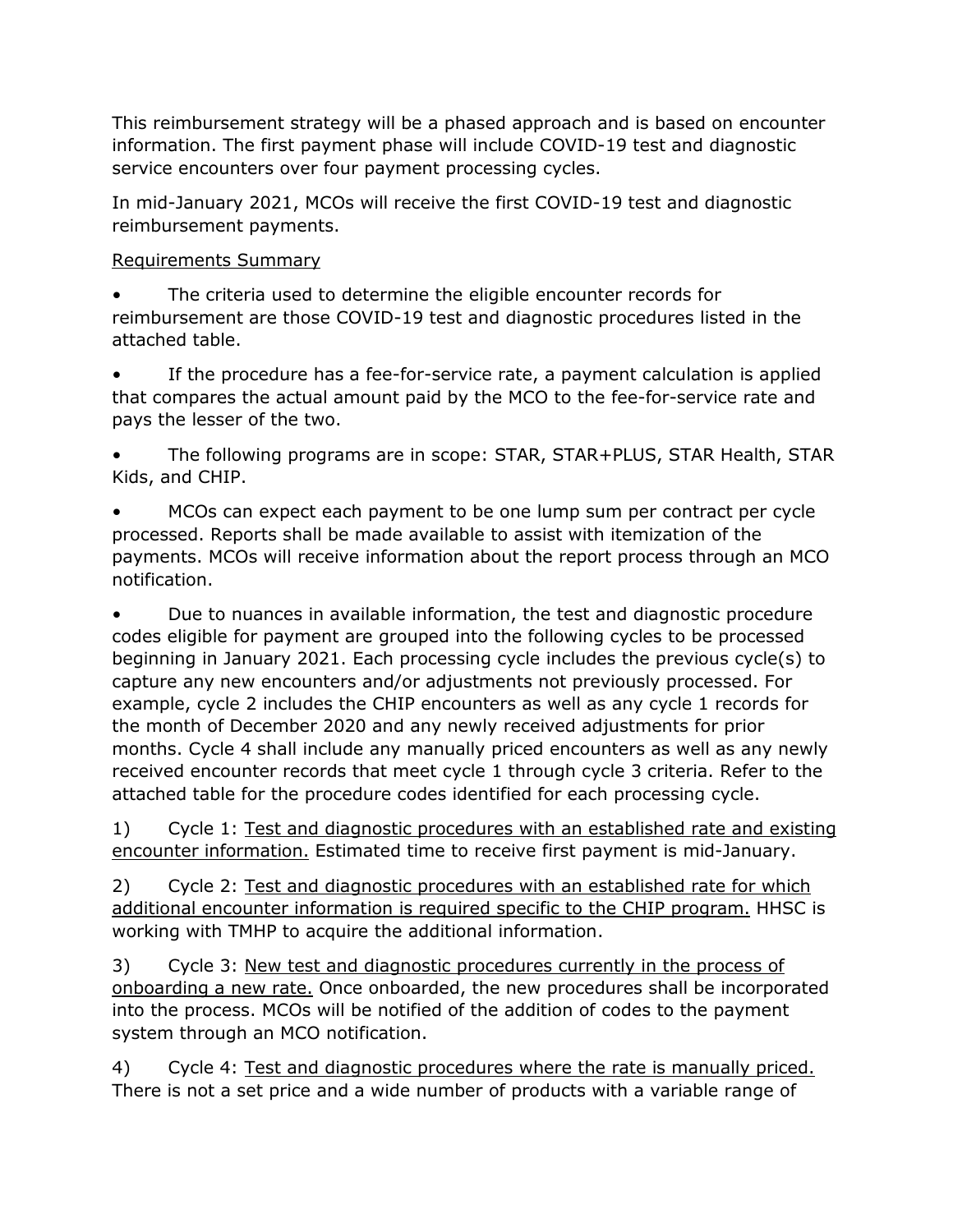This reimbursement strategy will be a phased approach and is based on encounter information. The first payment phase will include COVID-19 test and diagnostic service encounters over four payment processing cycles.

In mid-January 2021, MCOs will receive the first COVID-19 test and diagnostic reimbursement payments.

<u>Requirements Summary</u>

- The criteria used to determine the eligible encounter records for reimbursement are those COVID-19 test and diagnostic procedures listed in the attached table.
- If the procedure has a fee-for-service rate, a payment calculation is applied that compares the actual amount paid by the MCO to the fee-for-service rate and pays the lesser of the two.
- The following programs are in scope: STAR, STAR+PLUS, STAR Health, STAR Kids, and CHIP.
- MCOs can expect each payment to be one lump sum per contract per cycle processed. Reports shall be made available to assist with itemization of the payments. MCOs will receive information about the report process through an MCO notification.
- Due to nuances in available information, the test and diagnostic procedure codes eligible for payment are grouped into the following cycles to be processed beginning in January 2021. Each processing cycle includes the previous cycle(s) to capture any new encounters and/or adjustments not previously processed. For example, cycle 2 includes the CHIP encounters as well as any cycle 1 records for the month of December 2020 and any newly received adjustments for prior months. Cycle 4 shall include any manually priced encounters as well as any newly received encounter records that meet cycle 1 through cycle 3 criteria. Refer to the attached table for the procedure codes identified for each processing cycle.

1) Cycle 1: <u>Test and diagnostic procedures with an established rate and existing encounter information.</u> Estimated time to receive first payment is mid-January.

2) Cycle 2: <u>Test and diagnostic procedures with an established rate for which additional encounter information is required specific to the CHIP program.</u> HHSC is working with TMHP to acquire the additional information.

3) Cycle 3: <u>New test and diagnostic procedures currently in the process of onboarding a new rate.</u> Once onboarded, the new procedures shall be incorporated into the process. MCOs will be notified of the addition of codes to the payment system through an MCO notification.

4) Cycle 4: <u>Test and diagnostic procedures where the rate is manually priced.</u> There is not a set price and a wide number of products with a variable range of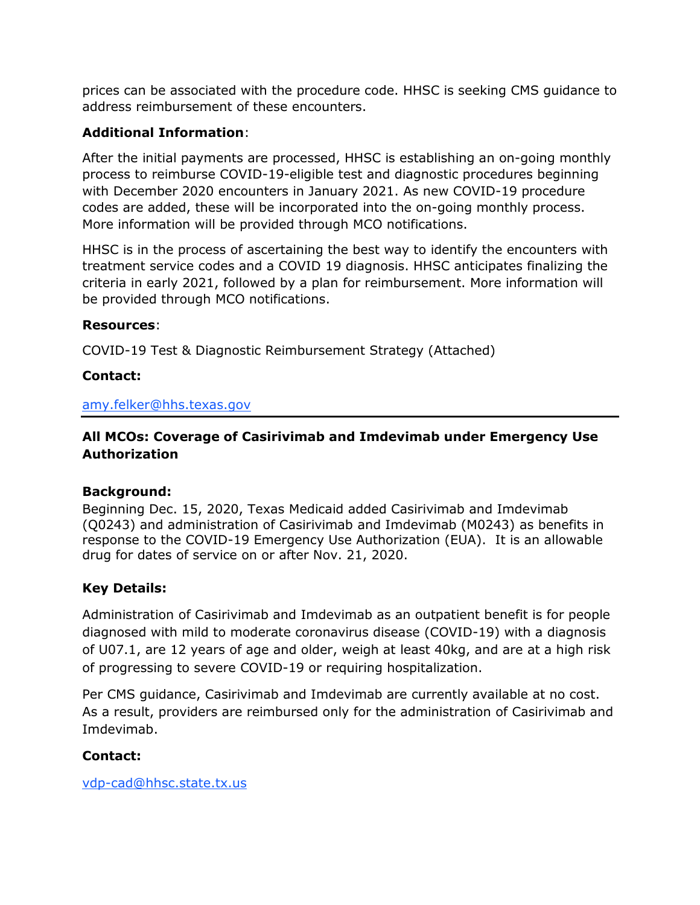prices can be associated with the procedure code. HHSC is seeking CMS guidance to address reimbursement of these encounters.

**Additional Information**:

After the initial payments are processed, HHSC is establishing an on-going monthly process to reimburse COVID-19-eligible test and diagnostic procedures beginning with December 2020 encounters in January 2021. As new COVID-19 procedure codes are added, these will be incorporated into the on-going monthly process. More information will be provided through MCO notifications.

HHSC is in the process of ascertaining the best way to identify the encounters with treatment service codes and a COVID 19 diagnosis. HHSC anticipates finalizing the criteria in early 2021, followed by a plan for reimbursement. More information will be provided through MCO notifications.

**Resources**:

COVID-19 Test & Diagnostic Reimbursement Strategy (Attached)

**Contact:**

amy.felker@hhs.texas.gov

---

**All MCOs: Coverage of Casirivimab and Imdevimab under Emergency Use Authorization**

**Background:**
Beginning Dec. 15, 2020, Texas Medicaid added Casirivimab and Imdevimab (Q0243) and administration of Casirivimab and Imdevimab (M0243) as benefits in response to the COVID-19 Emergency Use Authorization (EUA). It is an allowable drug for dates of service on or after Nov. 21, 2020.

**Key Details:**

Administration of Casirivimab and Imdevimab as an outpatient benefit is for people diagnosed with mild to moderate coronavirus disease (COVID-19) with a diagnosis of U07.1, are 12 years of age and older, weigh at least 40kg, and are at a high risk of progressing to severe COVID-19 or requiring hospitalization.

Per CMS guidance, Casirivimab and Imdevimab are currently available at no cost. As a result, providers are reimbursed only for the administration of Casirivimab and Imdevimab.

**Contact:**

vdp-cad@hhsc.state.tx.us